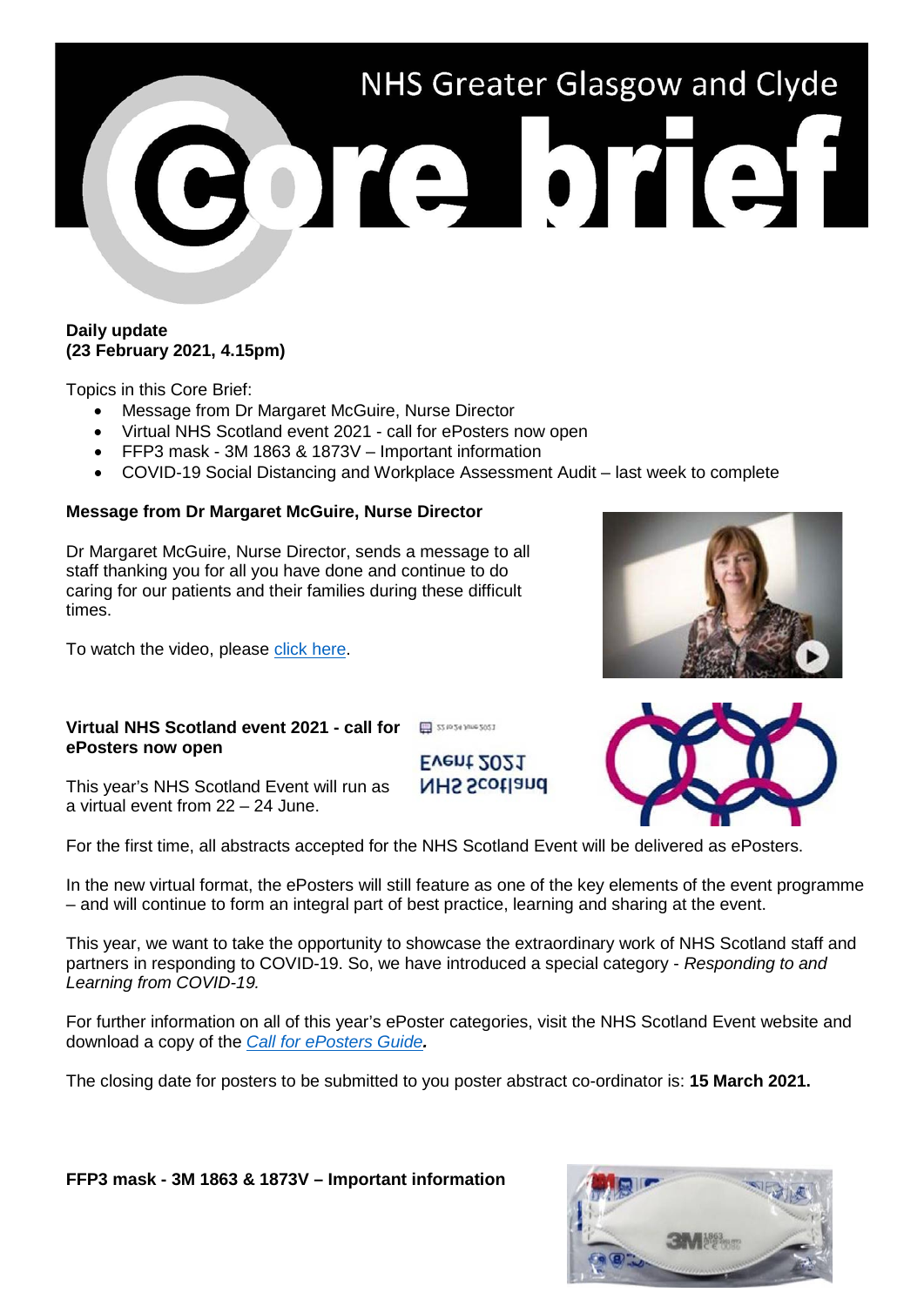# NHS Greater Glasgow and Clyde Core brief

**Daily update**
**(23 February 2021, 4.15pm)**

Topics in this Core Brief:

- Message from Dr Margaret McGuire, Nurse Director
- Virtual NHS Scotland event 2021 - call for ePosters now open
- FFP3 mask - 3M 1863 & 1873V – Important information
- COVID-19 Social Distancing and Workplace Assessment Audit – last week to complete

**Message from Dr Margaret McGuire, Nurse Director**

Dr Margaret McGuire, Nurse Director, sends a message to all staff thanking you for all you have done and continue to do caring for our patients and their families during these difficult times.

To watch the video, please click here.

**Virtual NHS Scotland event 2021 - call for ePosters now open**

This year's NHS Scotland Event will run as a virtual event from 22 – 24 June.

For the first time, all abstracts accepted for the NHS Scotland Event will be delivered as ePosters.

In the new virtual format, the ePosters will still feature as one of the key elements of the event programme – and will continue to form an integral part of best practice, learning and sharing at the event.

This year, we want to take the opportunity to showcase the extraordinary work of NHS Scotland staff and partners in responding to COVID-19. So, we have introduced a special category - *Responding to and Learning from COVID-19.*

For further information on all of this year's ePoster categories, visit the NHS Scotland Event website and download a copy of the ***Call for ePosters Guide*.**

The closing date for posters to be submitted to you poster abstract co-ordinator is: **15 March 2021.**

**FFP3 mask - 3M 1863 & 1873V – Important information**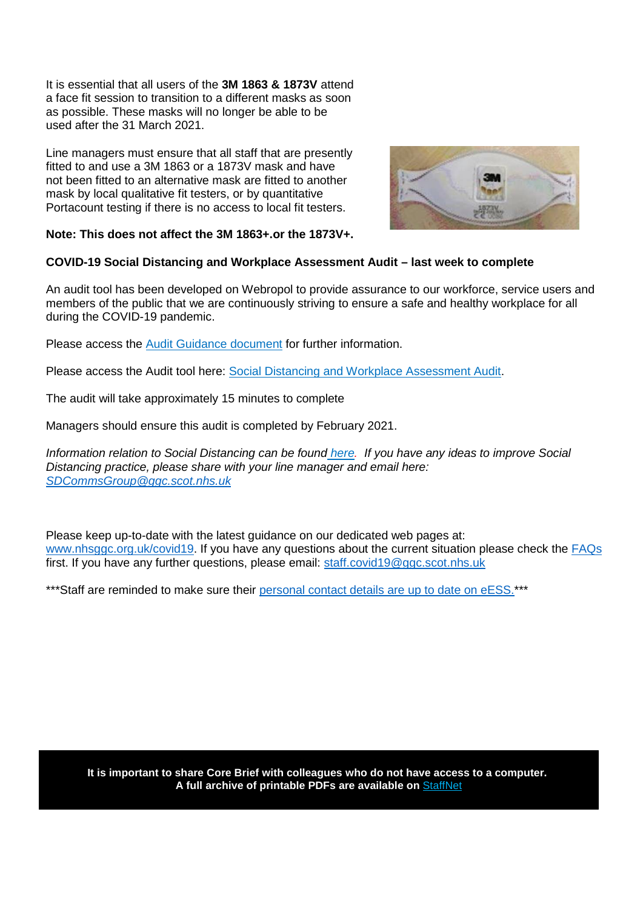It is essential that all users of the **3M 1863 & 1873V** attend a face fit session to transition to a different masks as soon as possible. These masks will no longer be able to be used after the 31 March 2021.

Line managers must ensure that all staff that are presently fitted to and use a 3M 1863 or a 1873V mask and have not been fitted to an alternative mask are fitted to another mask by local qualitative fit testers, or by quantitative Portacount testing if there is no access to local fit testers.

**Note: This does not affect the 3M 1863+.or the 1873V+.**

**COVID-19 Social Distancing and Workplace Assessment Audit – last week to complete**

An audit tool has been developed on Webropol to provide assurance to our workforce, service users and members of the public that we are continuously striving to ensure a safe and healthy workplace for all during the COVID-19 pandemic.

Please access the Audit Guidance document for further information.

Please access the Audit tool here: Social Distancing and Workplace Assessment Audit.

The audit will take approximately 15 minutes to complete

Managers should ensure this audit is completed by February 2021.

*Information relation to Social Distancing can be found here. If you have any ideas to improve Social Distancing practice, please share with your line manager and email here: SDCommsGroup@ggc.scot.nhs.uk*

Please keep up-to-date with the latest guidance on our dedicated web pages at: www.nhsggc.org.uk/covid19. If you have any questions about the current situation please check the FAQs first. If you have any further questions, please email: staff.covid19@ggc.scot.nhs.uk

***Staff are reminded to make sure their personal contact details are up to date on eESS.***

**It is important to share Core Brief with colleagues who do not have access to a computer.**
**A full archive of printable PDFs are available on StaffNet**